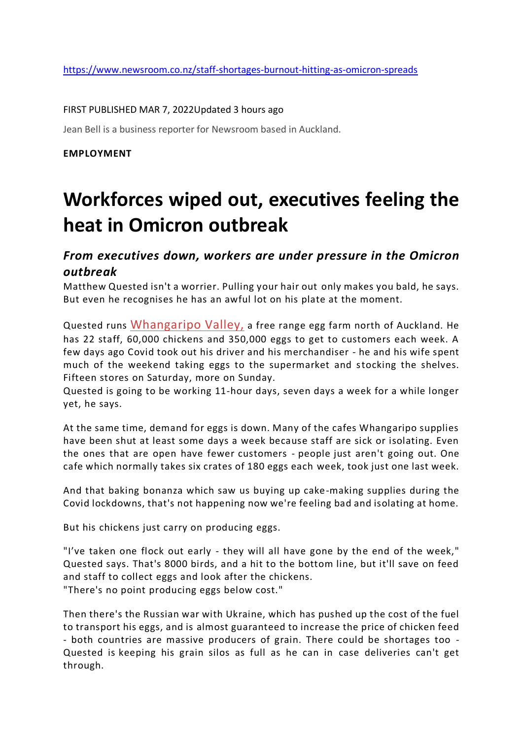https://www.newsroom.co.nz/staff-shortages-burnout-hitting-as-omicron-spreads

FIRST PUBLISHED MAR 7, 2022Updated 3 hours ago

Jean Bell is a business reporter for Newsroom based in Auckland.

**EMPLOYMENT**

# Workforces wiped out, executives feeling the heat in Omicron outbreak

## *From executives down, workers are under pressure in the Omicron outbreak*

Matthew Quested isn't a worrier. Pulling your hair out only makes you bald, he says. But even he recognises he has an awful lot on his plate at the moment.

Quested runs Whangaripo Valley, a free range egg farm north of Auckland. He has 22 staff, 60,000 chickens and 350,000 eggs to get to customers each week. A few days ago Covid took out his driver and his merchandiser - he and his wife spent much of the weekend taking eggs to the supermarket and stocking the shelves. Fifteen stores on Saturday, more on Sunday.

Quested is going to be working 11-hour days, seven days a week for a while longer yet, he says.

At the same time, demand for eggs is down. Many of the cafes Whangaripo supplies have been shut at least some days a week because staff are sick or isolating. Even the ones that are open have fewer customers - people just aren't going out. One cafe which normally takes six crates of 180 eggs each week, took just one last week.

And that baking bonanza which saw us buying up cake-making supplies during the Covid lockdowns, that's not happening now we're feeling bad and isolating at home.

But his chickens just carry on producing eggs.

"I've taken one flock out early - they will all have gone by the end of the week," Quested says. That's 8000 birds, and a hit to the bottom line, but it'll save on feed and staff to collect eggs and look after the chickens.

"There's no point producing eggs below cost."

Then there's the Russian war with Ukraine, which has pushed up the cost of the fuel to transport his eggs, and is almost guaranteed to increase the price of chicken feed - both countries are massive producers of grain. There could be shortages too - Quested is keeping his grain silos as full as he can in case deliveries can't get through.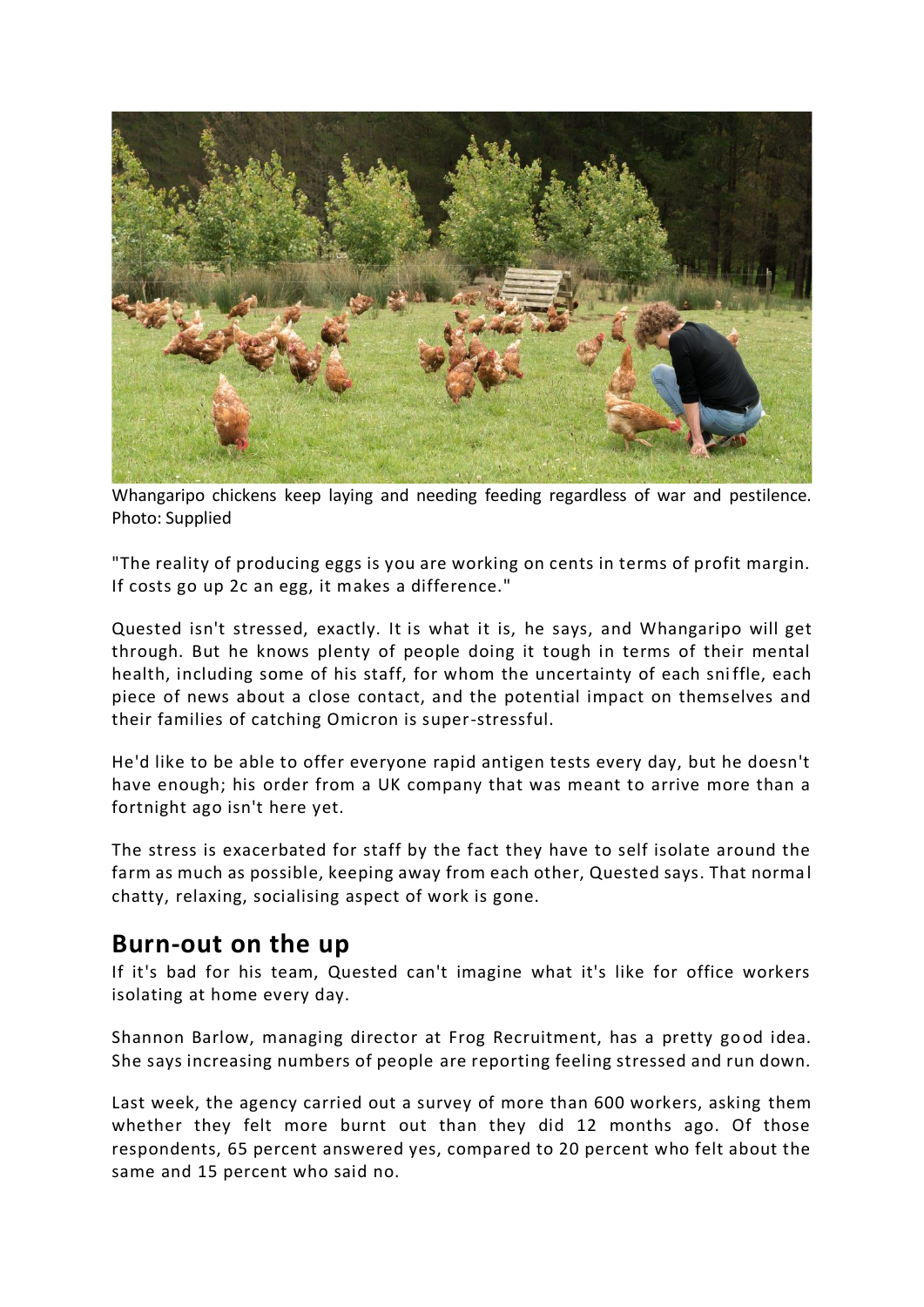Whangaripo chickens keep laying and needing feeding regardless of war and pestilence. Photo: Supplied

"The reality of producing eggs is you are working on cents in terms of profit margin. If costs go up 2c an egg, it makes a difference."

Quested isn't stressed, exactly. It is what it is, he says, and Whangaripo will get through. But he knows plenty of people doing it tough in terms of their mental health, including some of his staff, for whom the uncertainty of each sniffle, each piece of news about a close contact, and the potential impact on themselves and their families of catching Omicron is super-stressful.

He'd like to be able to offer everyone rapid antigen tests every day, but he doesn't have enough; his order from a UK company that was meant to arrive more than a fortnight ago isn't here yet.

The stress is exacerbated for staff by the fact they have to self isolate around the farm as much as possible, keeping away from each other, Quested says. That normal chatty, relaxing, socialising aspect of work is gone.

## Burn-out on the up

If it's bad for his team, Quested can't imagine what it's like for office workers isolating at home every day.

Shannon Barlow, managing director at Frog Recruitment, has a pretty good idea. She says increasing numbers of people are reporting feeling stressed and run down.

Last week, the agency carried out a survey of more than 600 workers, asking them whether they felt more burnt out than they did 12 months ago. Of those respondents, 65 percent answered yes, compared to 20 percent who felt about the same and 15 percent who said no.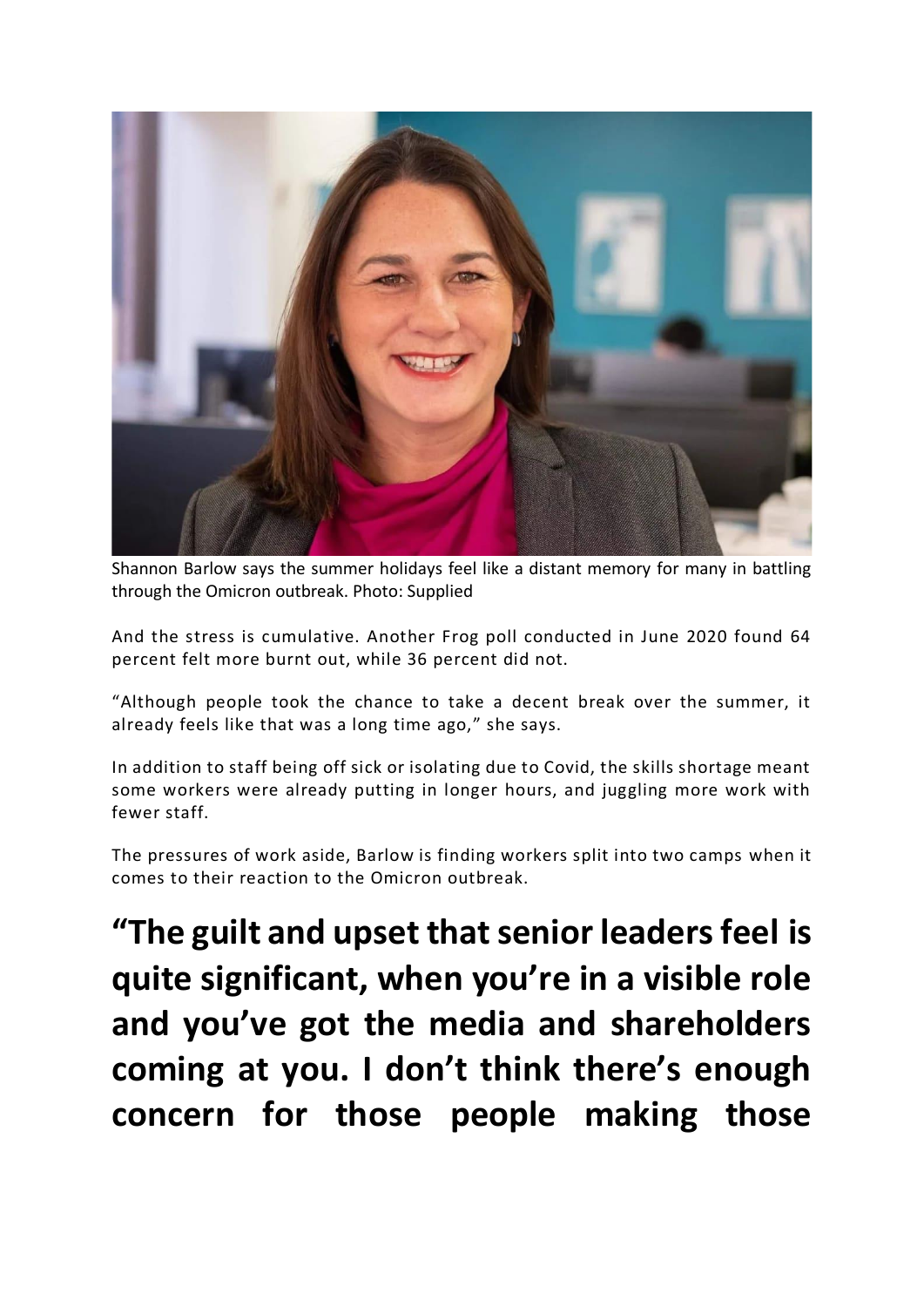Shannon Barlow says the summer holidays feel like a distant memory for many in battling through the Omicron outbreak. Photo: Supplied

And the stress is cumulative. Another Frog poll conducted in June 2020 found 64 percent felt more burnt out, while 36 percent did not.

"Although people took the chance to take a decent break over the summer, it already feels like that was a long time ago," she says.

In addition to staff being off sick or isolating due to Covid, the skills shortage meant some workers were already putting in longer hours, and juggling more work with fewer staff.

The pressures of work aside, Barlow is finding workers split into two camps when it comes to their reaction to the Omicron outbreak.

**"The guilt and upset that senior leaders feel is quite significant, when you're in a visible role and you've got the media and shareholders coming at you. I don't think there's enough concern for those people making those**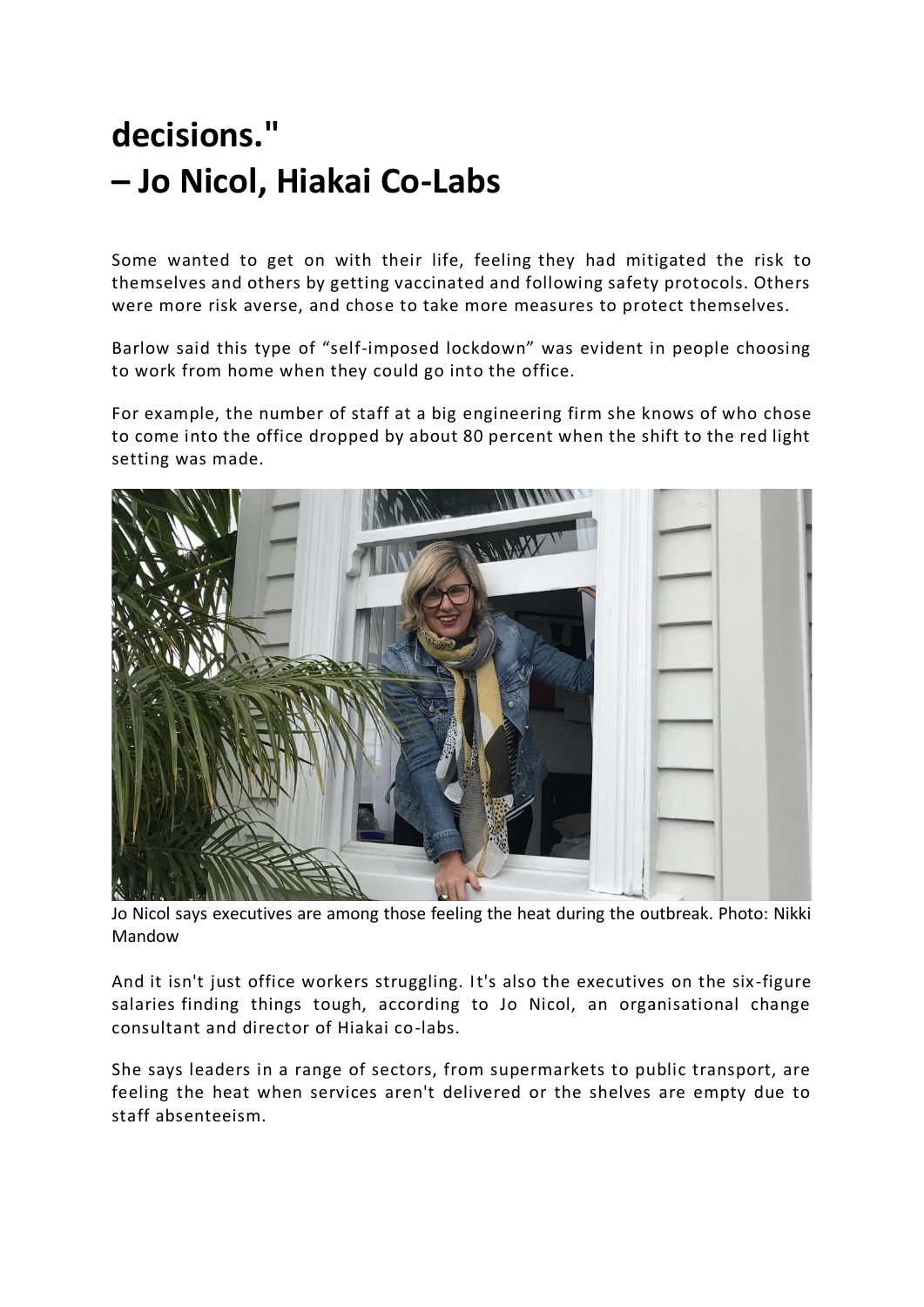# decisions."
# – Jo Nicol, Hiakai Co-Labs

Some wanted to get on with their life, feeling they had mitigated the risk to themselves and others by getting vaccinated and following safety protocols. Others were more risk averse, and chose to take more measures to protect themselves.

Barlow said this type of "self-imposed lockdown" was evident in people choosing to work from home when they could go into the office.

For example, the number of staff at a big engineering firm she knows of who chose to come into the office dropped by about 80 percent when the shift to the red light setting was made.

Jo Nicol says executives are among those feeling the heat during the outbreak. Photo: Nikki Mandow

And it isn't just office workers struggling. It's also the executives on the six-figure salaries finding things tough, according to Jo Nicol, an organisational change consultant and director of Hiakai co-labs.

She says leaders in a range of sectors, from supermarkets to public transport, are feeling the heat when services aren't delivered or the shelves are empty due to staff absenteeism.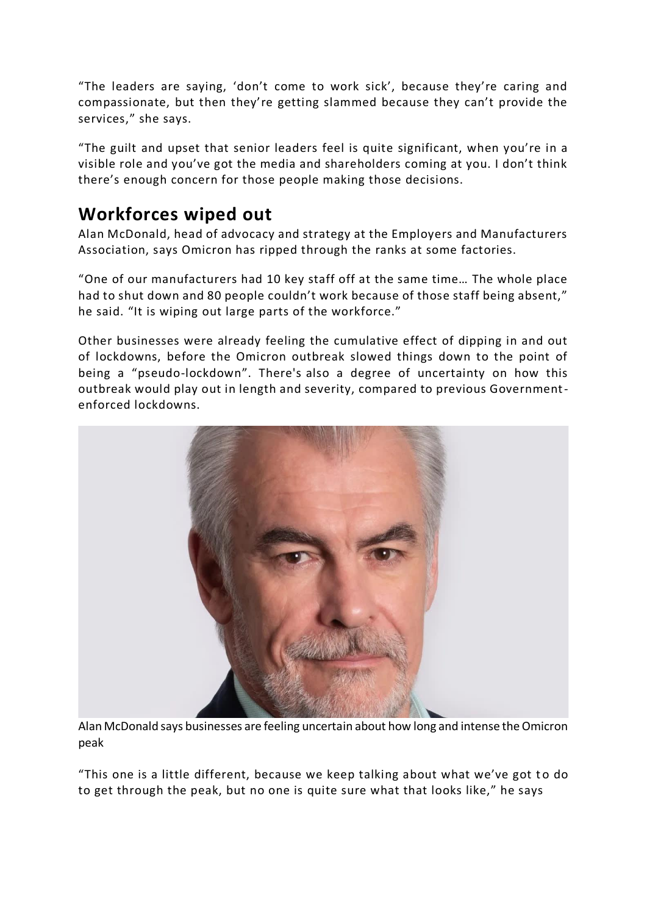"The leaders are saying, 'don't come to work sick', because they're caring and compassionate, but then they're getting slammed because they can't provide the services," she says.

"The guilt and upset that senior leaders feel is quite significant, when you're in a visible role and you've got the media and shareholders coming at you. I don't think there's enough concern for those people making those decisions.

## Workforces wiped out

Alan McDonald, head of advocacy and strategy at the Employers and Manufacturers Association, says Omicron has ripped through the ranks at some factories.

"One of our manufacturers had 10 key staff off at the same time… The whole place had to shut down and 80 people couldn't work because of those staff being absent," he said. "It is wiping out large parts of the workforce."

Other businesses were already feeling the cumulative effect of dipping in and out of lockdowns, before the Omicron outbreak slowed things down to the point of being a "pseudo-lockdown". There's also a degree of uncertainty on how this outbreak would play out in length and severity, compared to previous Government-enforced lockdowns.

Alan McDonald says businesses are feeling uncertain about how long and intense the Omicron peak

"This one is a little different, because we keep talking about what we've got to do to get through the peak, but no one is quite sure what that looks like," he says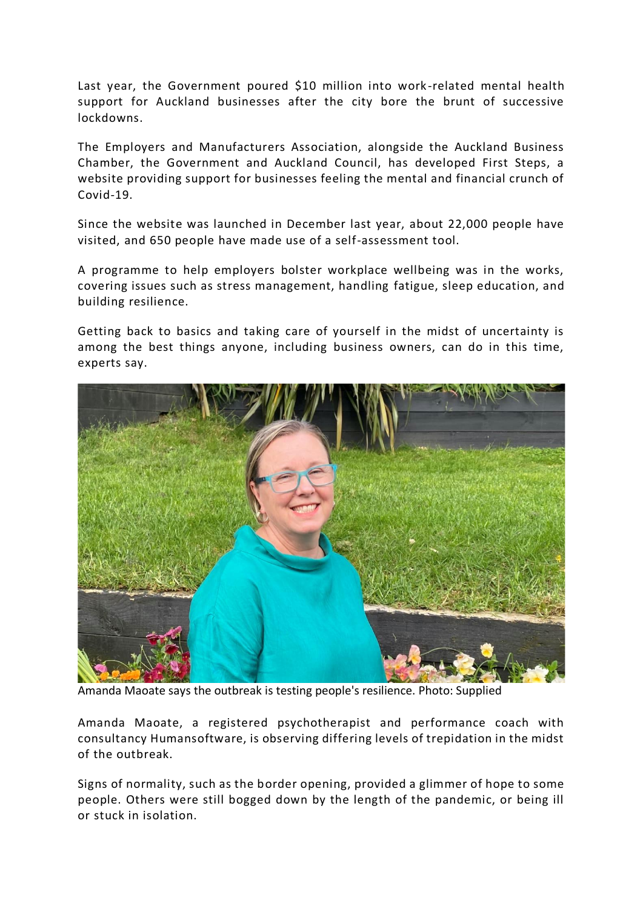Last year, the Government poured $10 million into work-related mental health support for Auckland businesses after the city bore the brunt of successive lockdowns.

The Employers and Manufacturers Association, alongside the Auckland Business Chamber, the Government and Auckland Council, has developed First Steps, a website providing support for businesses feeling the mental and financial crunch of Covid-19.

Since the website was launched in December last year, about 22,000 people have visited, and 650 people have made use of a self-assessment tool.

A programme to help employers bolster workplace wellbeing was in the works, covering issues such as stress management, handling fatigue, sleep education, and building resilience.

Getting back to basics and taking care of yourself in the midst of uncertainty is among the best things anyone, including business owners, can do in this time, experts say.

Amanda Maoate says the outbreak is testing people's resilience. Photo: Supplied

Amanda Maoate, a registered psychotherapist and performance coach with consultancy Humansoftware, is observing differing levels of trepidation in the midst of the outbreak.

Signs of normality, such as the border opening, provided a glimmer of hope to some people. Others were still bogged down by the length of the pandemic, or being ill or stuck in isolation.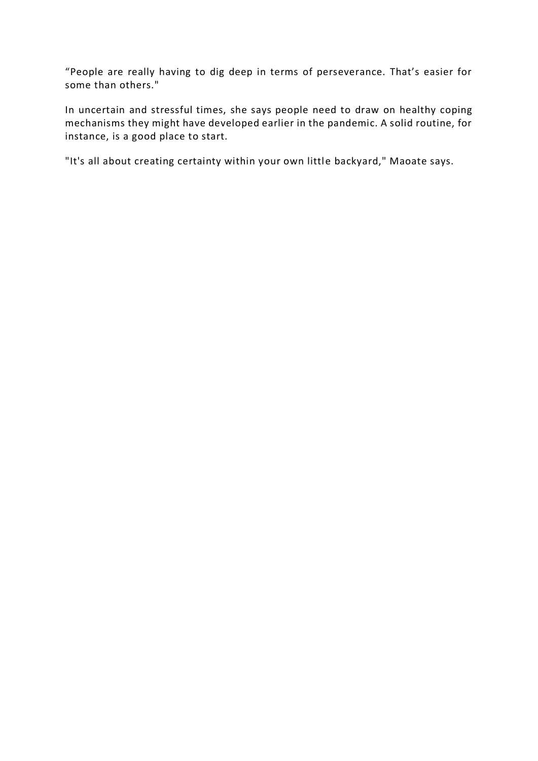“People are really having to dig deep in terms of perseverance. That’s easier for some than others."

In uncertain and stressful times, she says people need to draw on healthy coping mechanisms they might have developed earlier in the pandemic. A solid routine, for instance, is a good place to start.

"It's all about creating certainty within your own little backyard," Maoate says.